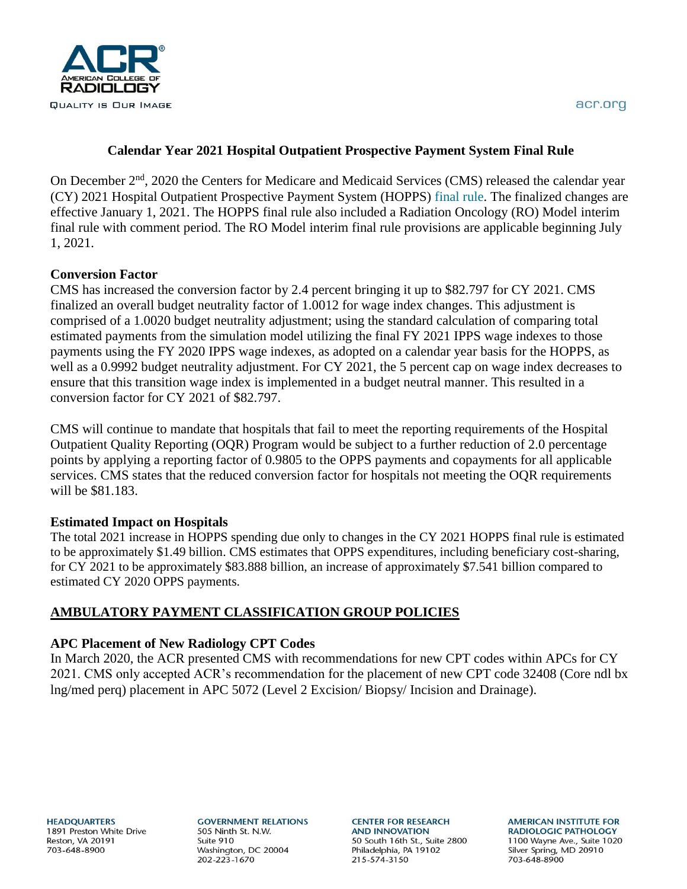# Calendar Year 2021 Hospital Outpatient Prospective Payment System Final Rule

On December 2nd, 2020 the Centers for Medicare and Medicaid Services (CMS) released the calendar year (CY) 2021 Hospital Outpatient Prospective Payment System (HOPPS) final rule. The finalized changes are effective January 1, 2021. The HOPPS final rule also included a Radiation Oncology (RO) Model interim final rule with comment period. The RO Model interim final rule provisions are applicable beginning July 1, 2021.

### Conversion Factor

CMS has increased the conversion factor by 2.4 percent bringing it up to $82.797 for CY 2021. CMS finalized an overall budget neutrality factor of 1.0012 for wage index changes. This adjustment is comprised of a 1.0020 budget neutrality adjustment; using the standard calculation of comparing total estimated payments from the simulation model utilizing the final FY 2021 IPPS wage indexes to those payments using the FY 2020 IPPS wage indexes, as adopted on a calendar year basis for the HOPPS, as well as a 0.9992 budget neutrality adjustment. For CY 2021, the 5 percent cap on wage index decreases to ensure that this transition wage index is implemented in a budget neutral manner. This resulted in a conversion factor for CY 2021 of $82.797.

CMS will continue to mandate that hospitals that fail to meet the reporting requirements of the Hospital Outpatient Quality Reporting (OQR) Program would be subject to a further reduction of 2.0 percentage points by applying a reporting factor of 0.9805 to the OPPS payments and copayments for all applicable services. CMS states that the reduced conversion factor for hospitals not meeting the OQR requirements will be $81.183.

### Estimated Impact on Hospitals

The total 2021 increase in HOPPS spending due only to changes in the CY 2021 HOPPS final rule is estimated to be approximately $1.49 billion. CMS estimates that OPPS expenditures, including beneficiary cost-sharing, for CY 2021 to be approximately $83.888 billion, an increase of approximately $7.541 billion compared to estimated CY 2020 OPPS payments.

## AMBULATORY PAYMENT CLASSIFICATION GROUP POLICIES

### APC Placement of New Radiology CPT Codes

In March 2020, the ACR presented CMS with recommendations for new CPT codes within APCs for CY 2021. CMS only accepted ACR's recommendation for the placement of new CPT code 32408 (Core ndl bx lng/med perq) placement in APC 5072 (Level 2 Excision/ Biopsy/ Incision and Drainage).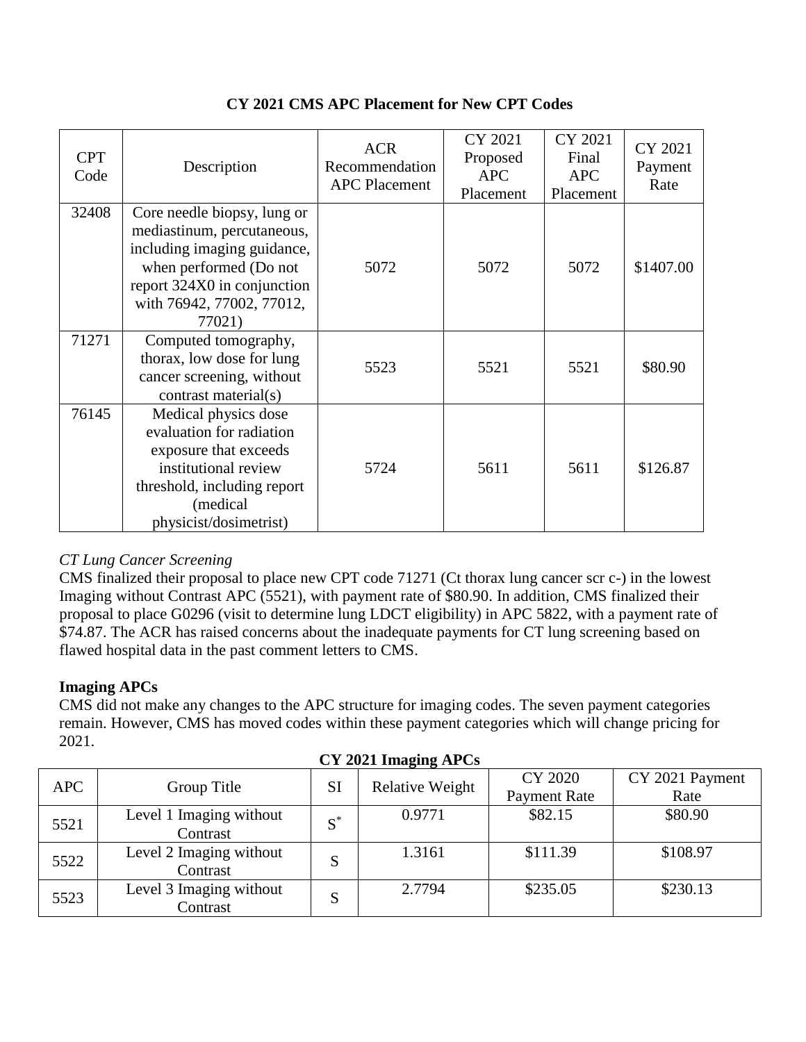**CY 2021 CMS APC Placement for New CPT Codes**

| CPT Code | Description | ACR Recommendation APC Placement | CY 2021 Proposed APC Placement | CY 2021 Final APC Placement | CY 2021 Payment Rate |
|---|---|---|---|---|---|
| 32408 | Core needle biopsy, lung or mediastinum, percutaneous, including imaging guidance, when performed (Do not report 324X0 in conjunction with 76942, 77002, 77012, 77021) | 5072 | 5072 | 5072 | $1407.00 |
| 71271 | Computed tomography, thorax, low dose for lung cancer screening, without contrast material(s) | 5523 | 5521 | 5521 | $80.90 |
| 76145 | Medical physics dose evaluation for radiation exposure that exceeds institutional review threshold, including report (medical physicist/dosimetrist) | 5724 | 5611 | 5611 | $126.87 |

*CT Lung Cancer Screening*

CMS finalized their proposal to place new CPT code 71271 (Ct thorax lung cancer scr c-) in the lowest Imaging without Contrast APC (5521), with payment rate of $80.90. In addition, CMS finalized their proposal to place G0296 (visit to determine lung LDCT eligibility) in APC 5822, with a payment rate of $74.87. The ACR has raised concerns about the inadequate payments for CT lung screening based on flawed hospital data in the past comment letters to CMS.

**Imaging APCs**

CMS did not make any changes to the APC structure for imaging codes. The seven payment categories remain. However, CMS has moved codes within these payment categories which will change pricing for 2021.

**CY 2021 Imaging APCs**

| APC | Group Title | SI | Relative Weight | CY 2020 Payment Rate | CY 2021 Payment Rate |
|---|---|---|---|---|---|
| 5521 | Level 1 Imaging without Contrast | S* | 0.9771 | $82.15 | $80.90 |
| 5522 | Level 2 Imaging without Contrast | S | 1.3161 | $111.39 | $108.97 |
| 5523 | Level 3 Imaging without Contrast | S | 2.7794 | $235.05 | $230.13 |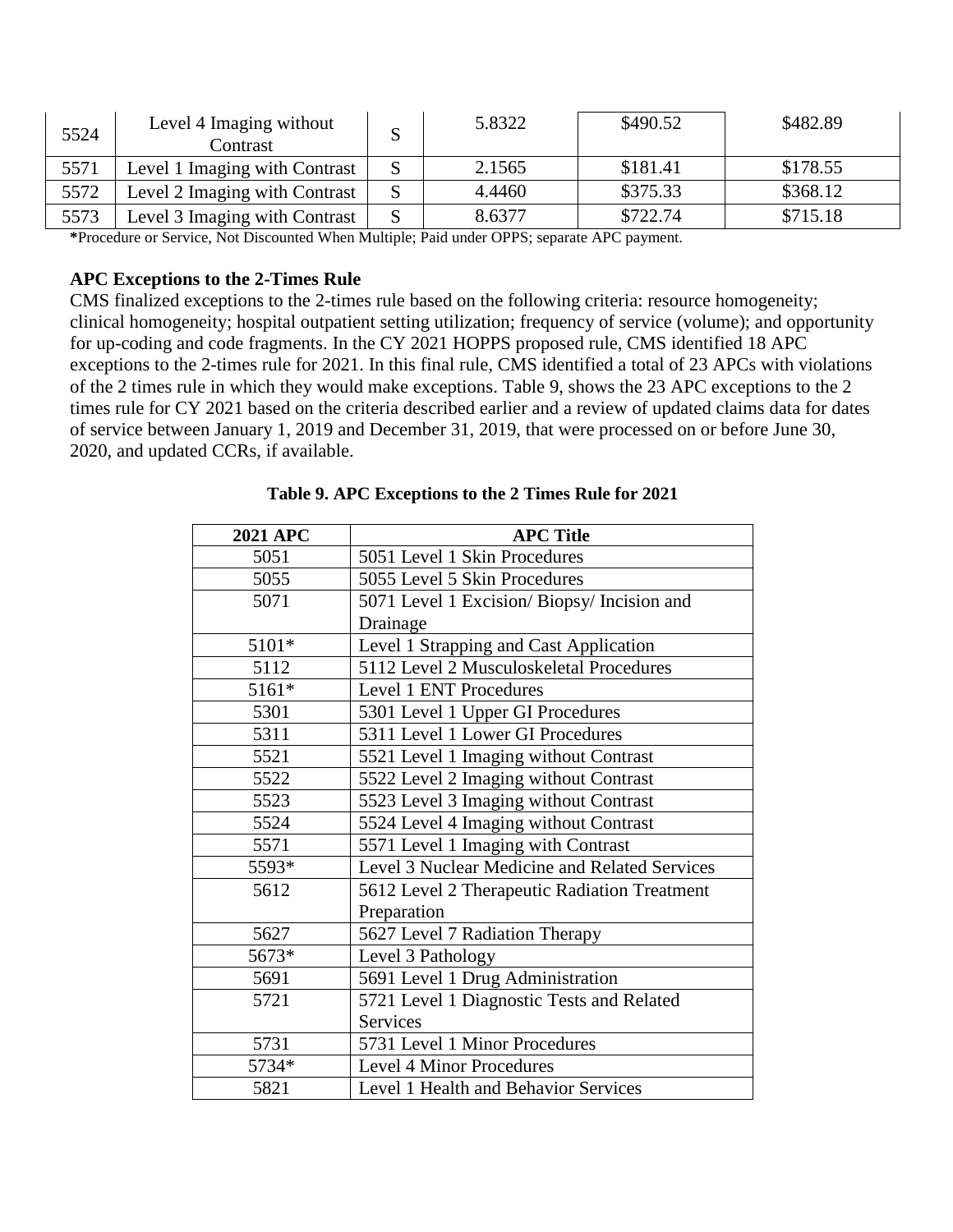| 5524 | Level 4 Imaging without Contrast | S | 5.8322 | $490.52 | $482.89 |
|---|---|---|---|---|---|
| 5571 | Level 1 Imaging with Contrast | S | 2.1565 | $181.41 | $178.55 |
| 5572 | Level 2 Imaging with Contrast | S | 4.4460 | $375.33 | $368.12 |
| 5573 | Level 3 Imaging with Contrast | S | 8.6377 | $722.74 | $715.18 |

***Procedure or Service, Not Discounted When Multiple; Paid under OPPS; separate APC payment.**

### APC Exceptions to the 2-Times Rule

CMS finalized exceptions to the 2-times rule based on the following criteria: resource homogeneity; clinical homogeneity; hospital outpatient setting utilization; frequency of service (volume); and opportunity for up-coding and code fragments. In the CY 2021 HOPPS proposed rule, CMS identified 18 APC exceptions to the 2-times rule for 2021. In this final rule, CMS identified a total of 23 APCs with violations of the 2 times rule in which they would make exceptions. Table 9, shows the 23 APC exceptions to the 2 times rule for CY 2021 based on the criteria described earlier and a review of updated claims data for dates of service between January 1, 2019 and December 31, 2019, that were processed on or before June 30, 2020, and updated CCRs, if available.

**Table 9. APC Exceptions to the 2 Times Rule for 2021**

| 2021 APC | APC Title |
|---|---|
| 5051 | 5051 Level 1 Skin Procedures |
| 5055 | 5055 Level 5 Skin Procedures |
| 5071 | 5071 Level 1 Excision/ Biopsy/ Incision and Drainage |
| 5101* | Level 1 Strapping and Cast Application |
| 5112 | 5112 Level 2 Musculoskeletal Procedures |
| 5161* | Level 1 ENT Procedures |
| 5301 | 5301 Level 1 Upper GI Procedures |
| 5311 | 5311 Level 1 Lower GI Procedures |
| 5521 | 5521 Level 1 Imaging without Contrast |
| 5522 | 5522 Level 2 Imaging without Contrast |
| 5523 | 5523 Level 3 Imaging without Contrast |
| 5524 | 5524 Level 4 Imaging without Contrast |
| 5571 | 5571 Level 1 Imaging with Contrast |
| 5593* | Level 3 Nuclear Medicine and Related Services |
| 5612 | 5612 Level 2 Therapeutic Radiation Treatment Preparation |
| 5627 | 5627 Level 7 Radiation Therapy |
| 5673* | Level 3 Pathology |
| 5691 | 5691 Level 1 Drug Administration |
| 5721 | 5721 Level 1 Diagnostic Tests and Related Services |
| 5731 | 5731 Level 1 Minor Procedures |
| 5734* | Level 4 Minor Procedures |
| 5821 | Level 1 Health and Behavior Services |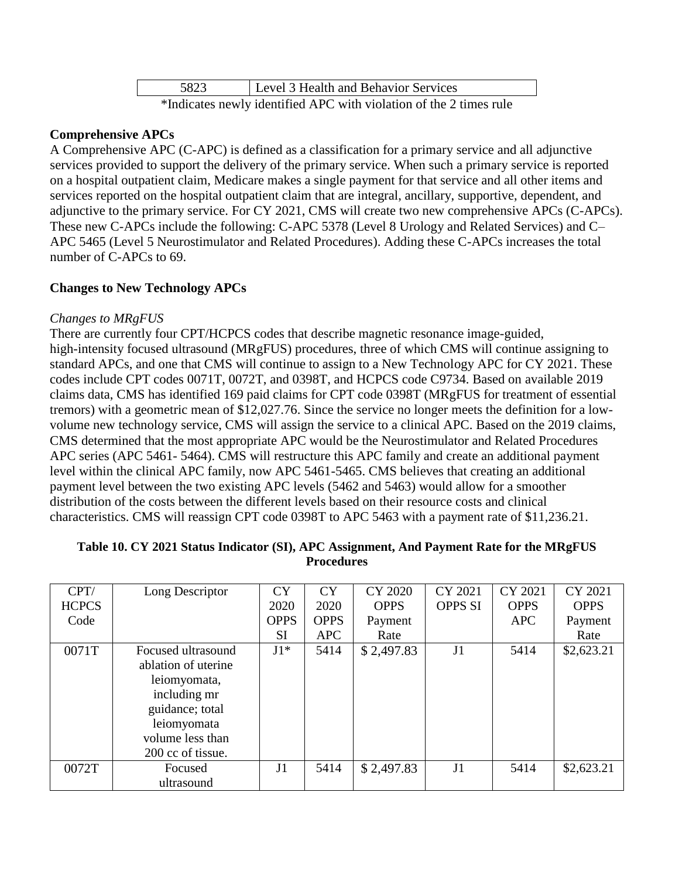| 5823 | Level 3 Health and Behavior Services |
|---|---|

*Indicates newly identified APC with violation of the 2 times rule

### Comprehensive APCs

A Comprehensive APC (C-APC) is defined as a classification for a primary service and all adjunctive services provided to support the delivery of the primary service. When such a primary service is reported on a hospital outpatient claim, Medicare makes a single payment for that service and all other items and services reported on the hospital outpatient claim that are integral, ancillary, supportive, dependent, and adjunctive to the primary service. For CY 2021, CMS will create two new comprehensive APCs (C-APCs). These new C-APCs include the following: C-APC 5378 (Level 8 Urology and Related Services) and C–APC 5465 (Level 5 Neurostimulator and Related Procedures). Adding these C-APCs increases the total number of C-APCs to 69.

### Changes to New Technology APCs

*Changes to MRgFUS*

There are currently four CPT/HCPCS codes that describe magnetic resonance image-guided, high-intensity focused ultrasound (MRgFUS) procedures, three of which CMS will continue assigning to standard APCs, and one that CMS will continue to assign to a New Technology APC for CY 2021. These codes include CPT codes 0071T, 0072T, and 0398T, and HCPCS code C9734. Based on available 2019 claims data, CMS has identified 169 paid claims for CPT code 0398T (MRgFUS for treatment of essential tremors) with a geometric mean of $12,027.76. Since the service no longer meets the definition for a low-volume new technology service, CMS will assign the service to a clinical APC. Based on the 2019 claims, CMS determined that the most appropriate APC would be the Neurostimulator and Related Procedures APC series (APC 5461- 5464). CMS will restructure this APC family and create an additional payment level within the clinical APC family, now APC 5461-5465. CMS believes that creating an additional payment level between the two existing APC levels (5462 and 5463) would allow for a smoother distribution of the costs between the different levels based on their resource costs and clinical characteristics. CMS will reassign CPT code 0398T to APC 5463 with a payment rate of $11,236.21.

**Table 10. CY 2021 Status Indicator (SI), APC Assignment, And Payment Rate for the MRgFUS Procedures**

| CPT/ HCPCS Code | Long Descriptor | CY 2020 OPPS SI | CY 2020 OPPS APC | CY 2020 OPPS Payment Rate | CY 2021 OPPS SI | CY 2021 OPPS APC | CY 2021 OPPS Payment Rate |
|---|---|---|---|---|---|---|---|
| 0071T | Focused ultrasound ablation of uterine leiomyomata, including mr guidance; total leiomyomata volume less than 200 cc of tissue. | J1* | 5414 | $ 2,497.83 | J1 | 5414 | $2,623.21 |
| 0072T | Focused ultrasound | J1 | 5414 | $ 2,497.83 | J1 | 5414 | $2,623.21 |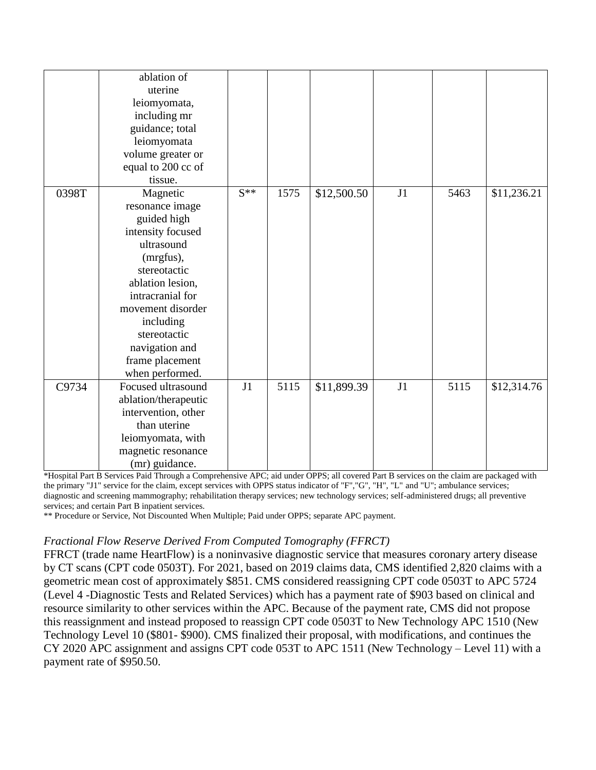| | ablation of uterine leiomyomata, including mr guidance; total leiomyomata volume greater or equal to 200 cc of tissue. | | | | | | |
|---|---|---|---|---|---|---|---|
| 0398T | Magnetic resonance image guided high intensity focused ultrasound (mrgfus), stereotactic ablation lesion, intracranial for movement disorder including stereotactic navigation and frame placement when performed. | S** | 1575 | $12,500.50 | J1 | 5463 | $11,236.21 |
| C9734 | Focused ultrasound ablation/therapeutic intervention, other than uterine leiomyomata, with magnetic resonance (mr) guidance. | J1 | 5115 | $11,899.39 | J1 | 5115 | $12,314.76 |

*Hospital Part B Services Paid Through a Comprehensive APC; aid under OPPS; all covered Part B services on the claim are packaged with the primary "J1" service for the claim, except services with OPPS status indicator of "F","G", "H", "L" and "U"; ambulance services; diagnostic and screening mammography; rehabilitation therapy services; new technology services; self-administered drugs; all preventive services; and certain Part B inpatient services.

** Procedure or Service, Not Discounted When Multiple; Paid under OPPS; separate APC payment.

*Fractional Flow Reserve Derived From Computed Tomography (FFRCT)*

FFRCT (trade name HeartFlow) is a noninvasive diagnostic service that measures coronary artery disease by CT scans (CPT code 0503T). For 2021, based on 2019 claims data, CMS identified 2,820 claims with a geometric mean cost of approximately $851. CMS considered reassigning CPT code 0503T to APC 5724 (Level 4 -Diagnostic Tests and Related Services) which has a payment rate of $903 based on clinical and resource similarity to other services within the APC. Because of the payment rate, CMS did not propose this reassignment and instead proposed to reassign CPT code 0503T to New Technology APC 1510 (New Technology Level 10 ($801- $900). CMS finalized their proposal, with modifications, and continues the CY 2020 APC assignment and assigns CPT code 053T to APC 1511 (New Technology – Level 11) with a payment rate of $950.50.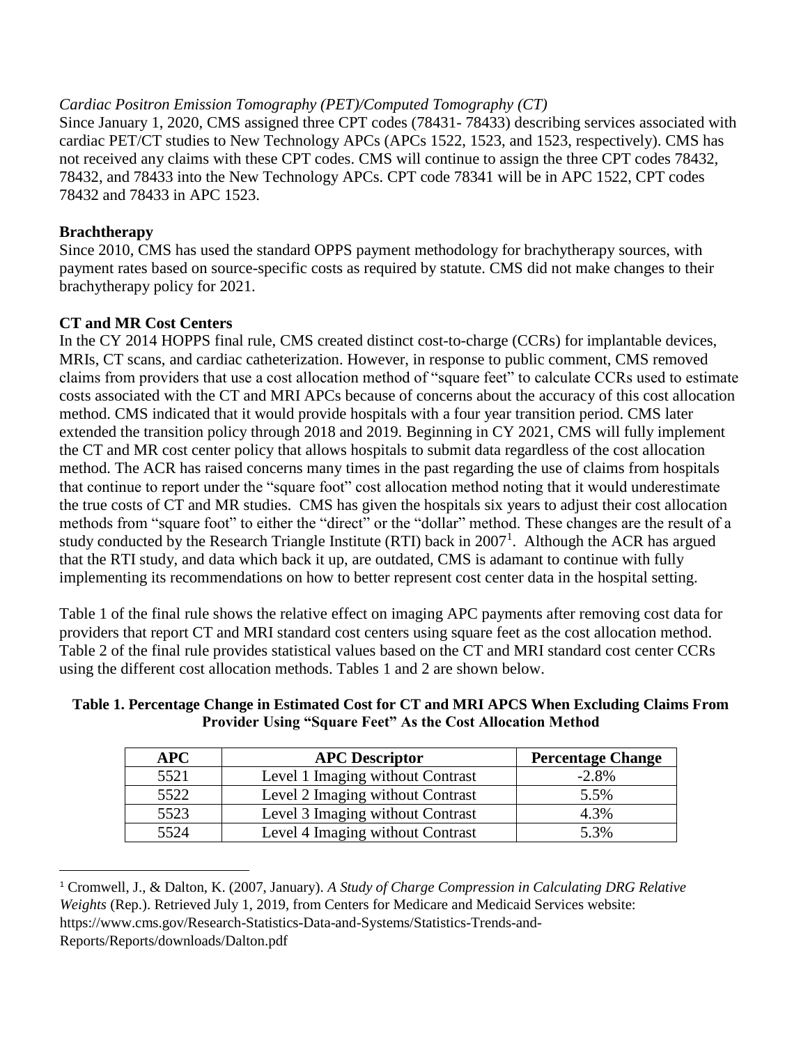*Cardiac Positron Emission Tomography (PET)/Computed Tomography (CT)*

Since January 1, 2020, CMS assigned three CPT codes (78431- 78433) describing services associated with cardiac PET/CT studies to New Technology APCs (APCs 1522, 1523, and 1523, respectively). CMS has not received any claims with these CPT codes. CMS will continue to assign the three CPT codes 78432, 78432, and 78433 into the New Technology APCs. CPT code 78341 will be in APC 1522, CPT codes 78432 and 78433 in APC 1523.

**Brachtherapy**

Since 2010, CMS has used the standard OPPS payment methodology for brachytherapy sources, with payment rates based on source-specific costs as required by statute. CMS did not make changes to their brachytherapy policy for 2021.

**CT and MR Cost Centers**

In the CY 2014 HOPPS final rule, CMS created distinct cost-to-charge (CCRs) for implantable devices, MRIs, CT scans, and cardiac catheterization. However, in response to public comment, CMS removed claims from providers that use a cost allocation method of "square feet" to calculate CCRs used to estimate costs associated with the CT and MRI APCs because of concerns about the accuracy of this cost allocation method. CMS indicated that it would provide hospitals with a four year transition period. CMS later extended the transition policy through 2018 and 2019. Beginning in CY 2021, CMS will fully implement the CT and MR cost center policy that allows hospitals to submit data regardless of the cost allocation method. The ACR has raised concerns many times in the past regarding the use of claims from hospitals that continue to report under the "square foot" cost allocation method noting that it would underestimate the true costs of CT and MR studies. CMS has given the hospitals six years to adjust their cost allocation methods from "square foot" to either the "direct" or the "dollar" method. These changes are the result of a study conducted by the Research Triangle Institute (RTI) back in 2007[1]. Although the ACR has argued that the RTI study, and data which back it up, are outdated, CMS is adamant to continue with fully implementing its recommendations on how to better represent cost center data in the hospital setting.

Table 1 of the final rule shows the relative effect on imaging APC payments after removing cost data for providers that report CT and MRI standard cost centers using square feet as the cost allocation method. Table 2 of the final rule provides statistical values based on the CT and MRI standard cost center CCRs using the different cost allocation methods. Tables 1 and 2 are shown below.

**Table 1. Percentage Change in Estimated Cost for CT and MRI APCS When Excluding Claims From Provider Using "Square Feet" As the Cost Allocation Method**

| APC | APC Descriptor | Percentage Change |
|---|---|---|
| 5521 | Level 1 Imaging without Contrast | -2.8% |
| 5522 | Level 2 Imaging without Contrast | 5.5% |
| 5523 | Level 3 Imaging without Contrast | 4.3% |
| 5524 | Level 4 Imaging without Contrast | 5.3% |

[1] Cromwell, J., & Dalton, K. (2007, January). *A Study of Charge Compression in Calculating DRG Relative Weights* (Rep.). Retrieved July 1, 2019, from Centers for Medicare and Medicaid Services website: https://www.cms.gov/Research-Statistics-Data-and-Systems/Statistics-Trends-and-Reports/Reports/downloads/Dalton.pdf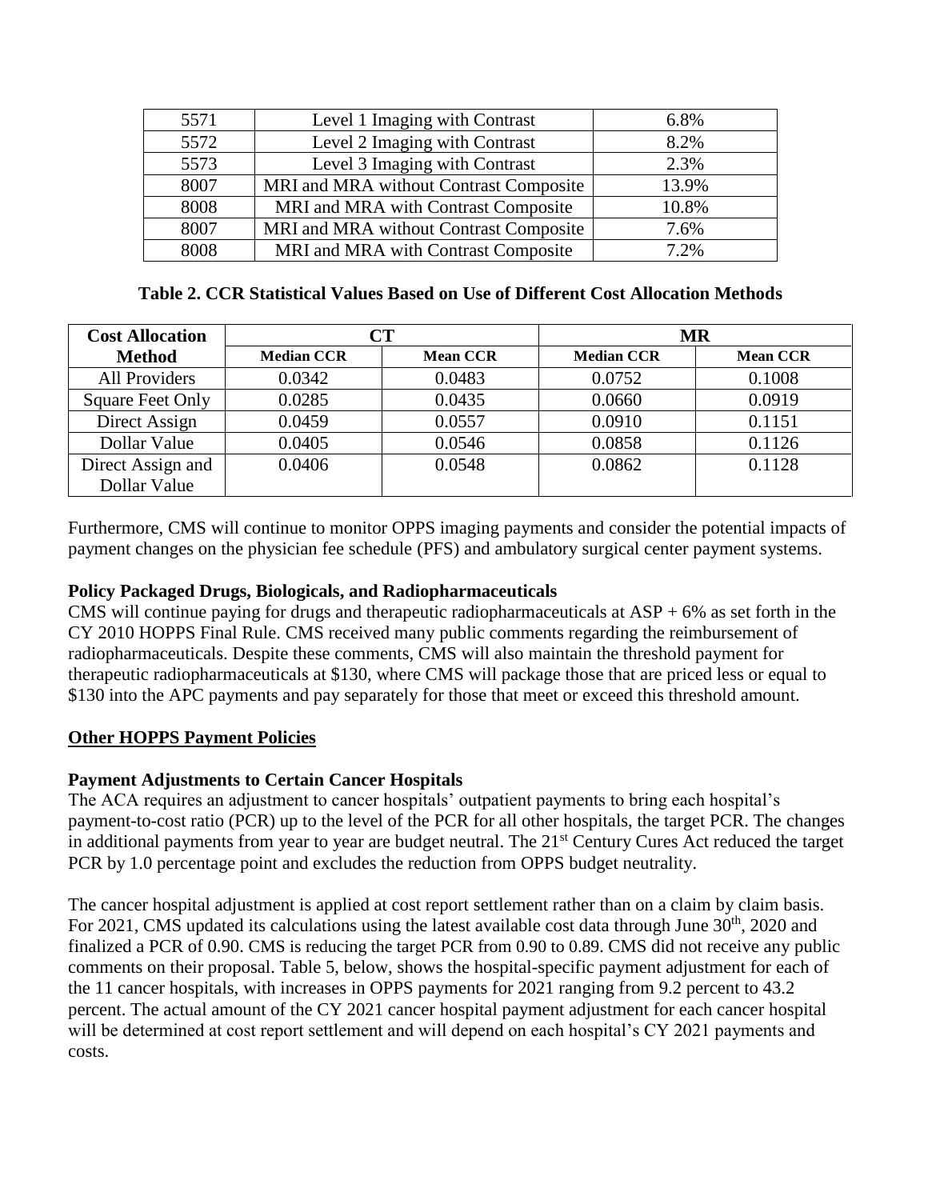| 5571 | Level 1 Imaging with Contrast | 6.8% |
| --- | --- | --- |
| 5572 | Level 2 Imaging with Contrast | 8.2% |
| 5573 | Level 3 Imaging with Contrast | 2.3% |
| 8007 | MRI and MRA without Contrast Composite | 13.9% |
| 8008 | MRI and MRA with Contrast Composite | 10.8% |
| 8007 | MRI and MRA without Contrast Composite | 7.6% |
| 8008 | MRI and MRA with Contrast Composite | 7.2% |

**Table 2. CCR Statistical Values Based on Use of Different Cost Allocation Methods**

| Cost Allocation Method | CT | | MR | |
| --- | --- | --- | --- | --- |
| | **Median CCR** | **Mean CCR** | **Median CCR** | **Mean CCR** |
| All Providers | 0.0342 | 0.0483 | 0.0752 | 0.1008 |
| Square Feet Only | 0.0285 | 0.0435 | 0.0660 | 0.0919 |
| Direct Assign | 0.0459 | 0.0557 | 0.0910 | 0.1151 |
| Dollar Value | 0.0405 | 0.0546 | 0.0858 | 0.1126 |
| Direct Assign and Dollar Value | 0.0406 | 0.0548 | 0.0862 | 0.1128 |

Furthermore, CMS will continue to monitor OPPS imaging payments and consider the potential impacts of payment changes on the physician fee schedule (PFS) and ambulatory surgical center payment systems.

**Policy Packaged Drugs, Biologicals, and Radiopharmaceuticals**

CMS will continue paying for drugs and therapeutic radiopharmaceuticals at ASP + 6% as set forth in the CY 2010 HOPPS Final Rule. CMS received many public comments regarding the reimbursement of radiopharmaceuticals. Despite these comments, CMS will also maintain the threshold payment for therapeutic radiopharmaceuticals at $130, where CMS will package those that are priced less or equal to $130 into the APC payments and pay separately for those that meet or exceed this threshold amount.

## Other HOPPS Payment Policies

**Payment Adjustments to Certain Cancer Hospitals**

The ACA requires an adjustment to cancer hospitals' outpatient payments to bring each hospital's payment-to-cost ratio (PCR) up to the level of the PCR for all other hospitals, the target PCR. The changes in additional payments from year to year are budget neutral. The 21st Century Cures Act reduced the target PCR by 1.0 percentage point and excludes the reduction from OPPS budget neutrality.

The cancer hospital adjustment is applied at cost report settlement rather than on a claim by claim basis. For 2021, CMS updated its calculations using the latest available cost data through June 30th, 2020 and finalized a PCR of 0.90. CMS is reducing the target PCR from 0.90 to 0.89. CMS did not receive any public comments on their proposal. Table 5, below, shows the hospital-specific payment adjustment for each of the 11 cancer hospitals, with increases in OPPS payments for 2021 ranging from 9.2 percent to 43.2 percent. The actual amount of the CY 2021 cancer hospital payment adjustment for each cancer hospital will be determined at cost report settlement and will depend on each hospital's CY 2021 payments and costs.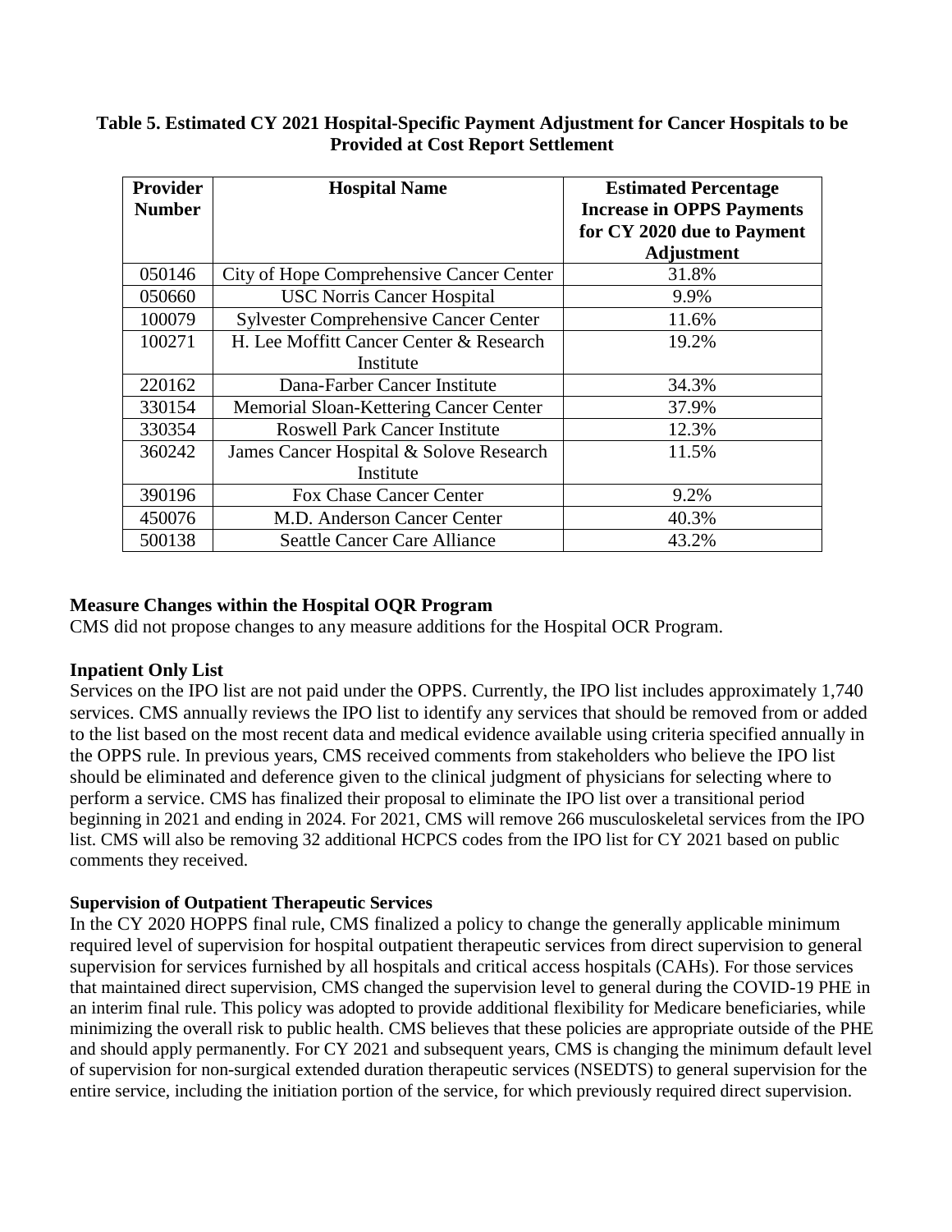**Table 5. Estimated CY 2021 Hospital-Specific Payment Adjustment for Cancer Hospitals to be Provided at Cost Report Settlement**

| Provider Number | Hospital Name | Estimated Percentage Increase in OPPS Payments for CY 2020 due to Payment Adjustment |
|---|---|---|
| 050146 | City of Hope Comprehensive Cancer Center | 31.8% |
| 050660 | USC Norris Cancer Hospital | 9.9% |
| 100079 | Sylvester Comprehensive Cancer Center | 11.6% |
| 100271 | H. Lee Moffitt Cancer Center & Research Institute | 19.2% |
| 220162 | Dana-Farber Cancer Institute | 34.3% |
| 330154 | Memorial Sloan-Kettering Cancer Center | 37.9% |
| 330354 | Roswell Park Cancer Institute | 12.3% |
| 360242 | James Cancer Hospital & Solove Research Institute | 11.5% |
| 390196 | Fox Chase Cancer Center | 9.2% |
| 450076 | M.D. Anderson Cancer Center | 40.3% |
| 500138 | Seattle Cancer Care Alliance | 43.2% |

**Measure Changes within the Hospital OQR Program**

CMS did not propose changes to any measure additions for the Hospital OCR Program.

**Inpatient Only List**

Services on the IPO list are not paid under the OPPS. Currently, the IPO list includes approximately 1,740 services. CMS annually reviews the IPO list to identify any services that should be removed from or added to the list based on the most recent data and medical evidence available using criteria specified annually in the OPPS rule. In previous years, CMS received comments from stakeholders who believe the IPO list should be eliminated and deference given to the clinical judgment of physicians for selecting where to perform a service. CMS has finalized their proposal to eliminate the IPO list over a transitional period beginning in 2021 and ending in 2024. For 2021, CMS will remove 266 musculoskeletal services from the IPO list. CMS will also be removing 32 additional HCPCS codes from the IPO list for CY 2021 based on public comments they received.

**Supervision of Outpatient Therapeutic Services**

In the CY 2020 HOPPS final rule, CMS finalized a policy to change the generally applicable minimum required level of supervision for hospital outpatient therapeutic services from direct supervision to general supervision for services furnished by all hospitals and critical access hospitals (CAHs). For those services that maintained direct supervision, CMS changed the supervision level to general during the COVID-19 PHE in an interim final rule. This policy was adopted to provide additional flexibility for Medicare beneficiaries, while minimizing the overall risk to public health. CMS believes that these policies are appropriate outside of the PHE and should apply permanently. For CY 2021 and subsequent years, CMS is changing the minimum default level of supervision for non-surgical extended duration therapeutic services (NSEDTS) to general supervision for the entire service, including the initiation portion of the service, for which previously required direct supervision.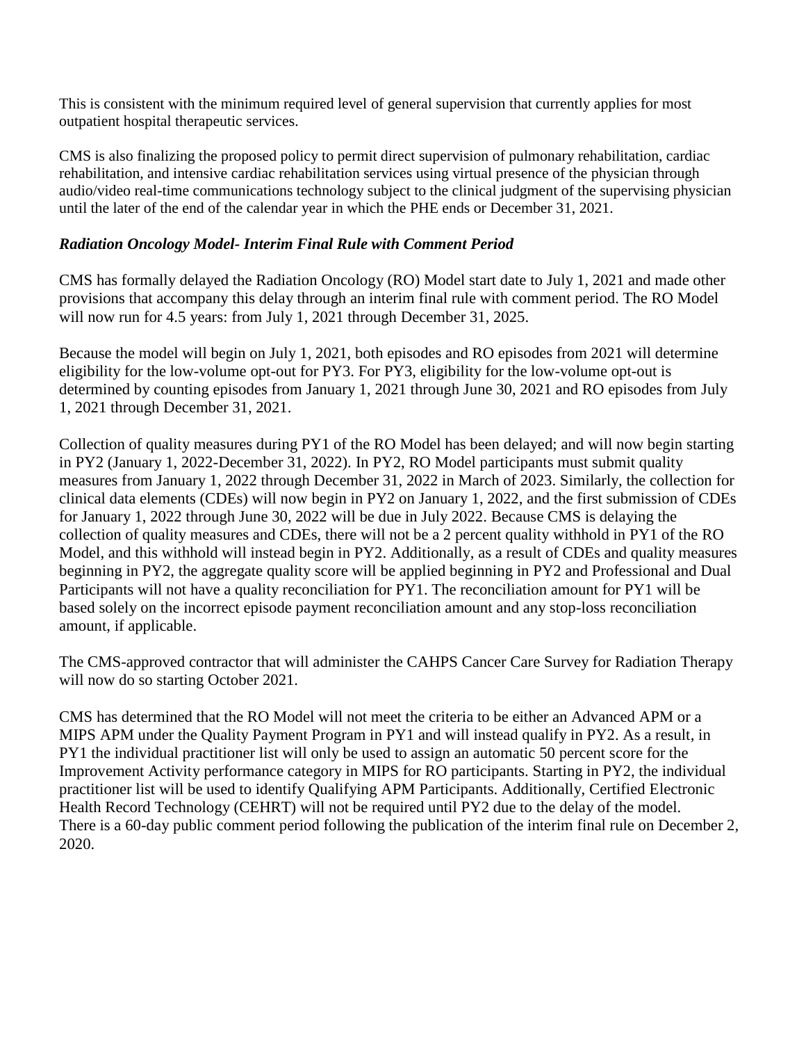This is consistent with the minimum required level of general supervision that currently applies for most outpatient hospital therapeutic services.

CMS is also finalizing the proposed policy to permit direct supervision of pulmonary rehabilitation, cardiac rehabilitation, and intensive cardiac rehabilitation services using virtual presence of the physician through audio/video real-time communications technology subject to the clinical judgment of the supervising physician until the later of the end of the calendar year in which the PHE ends or December 31, 2021.

***Radiation Oncology Model- Interim Final Rule with Comment Period***

CMS has formally delayed the Radiation Oncology (RO) Model start date to July 1, 2021 and made other provisions that accompany this delay through an interim final rule with comment period. The RO Model will now run for 4.5 years: from July 1, 2021 through December 31, 2025.

Because the model will begin on July 1, 2021, both episodes and RO episodes from 2021 will determine eligibility for the low-volume opt-out for PY3. For PY3, eligibility for the low-volume opt-out is determined by counting episodes from January 1, 2021 through June 30, 2021 and RO episodes from July 1, 2021 through December 31, 2021.

Collection of quality measures during PY1 of the RO Model has been delayed; and will now begin starting in PY2 (January 1, 2022-December 31, 2022). In PY2, RO Model participants must submit quality measures from January 1, 2022 through December 31, 2022 in March of 2023. Similarly, the collection for clinical data elements (CDEs) will now begin in PY2 on January 1, 2022, and the first submission of CDEs for January 1, 2022 through June 30, 2022 will be due in July 2022. Because CMS is delaying the collection of quality measures and CDEs, there will not be a 2 percent quality withhold in PY1 of the RO Model, and this withhold will instead begin in PY2. Additionally, as a result of CDEs and quality measures beginning in PY2, the aggregate quality score will be applied beginning in PY2 and Professional and Dual Participants will not have a quality reconciliation for PY1. The reconciliation amount for PY1 will be based solely on the incorrect episode payment reconciliation amount and any stop-loss reconciliation amount, if applicable.

The CMS-approved contractor that will administer the CAHPS Cancer Care Survey for Radiation Therapy will now do so starting October 2021.

CMS has determined that the RO Model will not meet the criteria to be either an Advanced APM or a MIPS APM under the Quality Payment Program in PY1 and will instead qualify in PY2. As a result, in PY1 the individual practitioner list will only be used to assign an automatic 50 percent score for the Improvement Activity performance category in MIPS for RO participants. Starting in PY2, the individual practitioner list will be used to identify Qualifying APM Participants. Additionally, Certified Electronic Health Record Technology (CEHRT) will not be required until PY2 due to the delay of the model. There is a 60-day public comment period following the publication of the interim final rule on December 2, 2020.